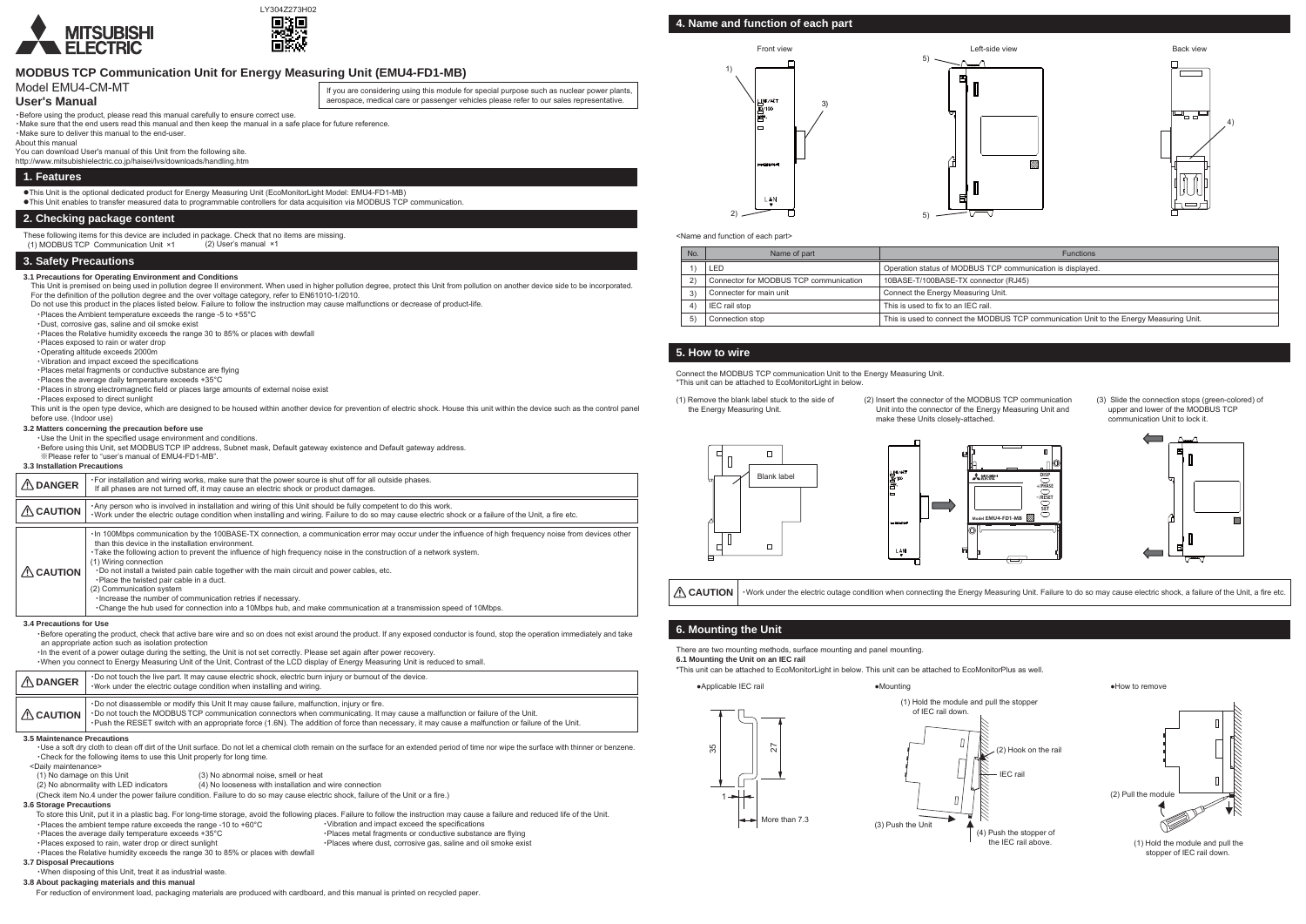LY304Z273H02

# MODBUS TCP Communication Unit for Energy Measuring Unit (EMU4-FD1-MB)

Model EMU4-CM-MT

**User's Manual**

If you are considering using this module for special purpose such as nuclear power plants, aerospace, medical care or passenger vehicles please refer to our sales representative.

・Before using the product, please read this manual carefully to ensure correct use.
・Make sure that the end users read this manual and then keep the manual in a safe place for future reference.
・Make sure to deliver this manual to the end-user.

About this manual
You can download User's manual of this Unit from the following site.
http://www.mitsubishielectric.co.jp/haisei/lvs/downloads/handling.htm

## 1. Features

● This Unit is the optional dedicated product for Energy Measuring Unit (EcoMonitorLight Model: EMU4-FD1-MB)
● This Unit enables to transfer measured data to programmable controllers for data acquisition via MODBUS TCP communication.

## 2. Checking package content

These following items for this device are included in package. Check that no items are missing.
(1) MODBUS TCP Communication Unit ×1 (2) User's manual ×1

## 3. Safety Precautions

### 3.1 Precautions for Operating Environment and Conditions

This Unit is premised on being used in pollution degree II environment. When used in higher pollution degree, protect this Unit from pollution on another device side to be incorporated. For the definition of the pollution degree and the over voltage category, refer to EN61010-1/2010.
Do not use this product in the places listed below. Failure to follow the instruction may cause malfunctions or decrease of product-life.

・Places the Ambient temperature exceeds the range -5 to +55°C
・Dust, corrosive gas, saline and oil smoke exist
・Places the Relative humidity exceeds the range 30 to 85% or places with dewfall
・Places exposed to rain or water drop
・Operating altitude exceeds 2000m
・Vibration and impact exceed the specifications
・Places metal fragments or conductive substance are flying
・Places the average daily temperature exceeds +35°C
・Places in strong electromagnetic field or places large amounts of external noise exist
・Places exposed to direct sunlight

This unit is the open type device, which are designed to be housed within another device for prevention of electric shock. House this unit within the device such as the control panel before use. (Indoor use)

### 3.2 Matters concerning the precaution before use

・Use the Unit in the specified usage environment and conditions.
・Before using this Unit, set MODBUS TCP IP address, Subnet mask, Default gateway existence and Default gateway address.
※Please refer to "user's manual of EMU4-FD1-MB".

### 3.3 Installation Precautions

| | |
|---|---|
| ⚠ DANGER | ・For installation and wiring works, make sure that the power source is shut off for all outside phases. If all phases are not turned off, it may cause an electric shock or product damages. |
| ⚠ CAUTION | ・Any person who is involved in installation and wiring of this Unit should be fully competent to do this work.<br>・Work under the electric outage condition when installing and wiring. Failure to do so may cause electric shock or a failure of the Unit, a fire etc. |
| ⚠ CAUTION | ・In 100Mbps communication by the 100BASE-TX connection, a communication error may occur under the influence of high frequency noise from devices other than this device in the installation environment.<br>・Take the following action to prevent the influence of high frequency noise in the construction of a network system.<br>(1) Wiring connection<br>・Do not install a twisted pain cable together with the main circuit and power cables, etc.<br>・Place the twisted pair cable in a duct.<br>(2) Communication system<br>・Increase the number of communication retries if necessary.<br>・Change the hub used for connection into a 10Mbps hub, and make communication at a transmission speed of 10Mbps. |

### 3.4 Precautions for Use

・Before operating the product, check that active bare wire and so on does not exist around the product. If any exposed conductor is found, stop the operation immediately and take an appropriate action such as isolation protection
・In the event of a power outage during the setting, the Unit is not set correctly. Please set again after power recovery.
・When you connect to Energy Measuring Unit of the Unit, Contrast of the LCD display of Energy Measuring Unit is reduced to small.

| | |
|---|---|
| ⚠ DANGER | ・Do not touch the live part. It may cause electric shock, electric burn injury or burnout of the device.<br>・Work under the electric outage condition when installing and wiring. |
| ⚠ CAUTION | ・Do not disassemble or modify this Unit It may cause failure, malfunction, injury or fire.<br>・Do not touch the MODBUS TCP communication connectors when communicating. It may cause a malfunction or failure of the Unit.<br>・Push the RESET switch with an appropriate force (1.6N). The addition of force than necessary, it may cause a malfunction or failure of the Unit. |

### 3.5 Maintenance Precautions

・Use a soft dry cloth to clean off dirt of the Unit surface. Do not let a chemical cloth remain on the surface for an extended period of time nor wipe the surface with thinner or benzene.
・Check for the following items to use this Unit properly for long time.

<Daily maintenance>
(1) No damage on this Unit
(2) No abnormality with LED indicators
(3) No abnormal noise, smell or heat
(4) No looseness with installation and wire connection

(Check item No.4 under the power failure condition. Failure to do so may cause electric shock, failure of the Unit or a fire.)

### 3.6 Storage Precautions

To store this Unit, put it in a plastic bag. For long-time storage, avoid the following places. Failure to follow the instruction may cause a failure and reduced life of the Unit.

・Places the ambient tempe rature exceeds the range -10 to +60°C
・Places the average daily temperature exceeds +35°C
・Places exposed to rain, water drop or direct sunlight
・Places the Relative humidity exceeds the range 30 to 85% or places with dewfall
・Vibration and impact exceed the specifications
・Places metal fragments or conductive substance are flying
・Places where dust, corrosive gas, saline and oil smoke exist

### 3.7 Disposal Precautions

・When disposing of this Unit, treat it as industrial waste.

### 3.8 About packaging materials and this manual

For reduction of environment load, packaging materials are produced with cardboard, and this manual is printed on recycled paper.

## 4. Name and function of each part

Front view / Left-side view / Back view

<Name and function of each part>

| No. | Name of part | Functions |
|---|---|---|
| 1) | LED | Operation status of MODBUS TCP communication is displayed. |
| 2) | Connector for MODBUS TCP communication | 10BASE-T/100BASE-TX connector (RJ45) |
| 3) | Connecter for main unit | Connect the Energy Measuring Unit. |
| 4) | IEC rail stop | This is used to fix to an IEC rail. |
| 5) | Connection stop | This is used to connect the MODBUS TCP communication Unit to the Energy Measuring Unit. |

## 5. How to wire

Connect the MODBUS TCP communication Unit to the Energy Measuring Unit.
*This unit can be attached to EcoMonitorLight in below.

(1) Remove the blank label stuck to the side of the Energy Measuring Unit.

(2) Insert the connector of the MODBUS TCP communication Unit into the connector of the Energy Measuring Unit and make these Units closely-attached.

(3) Slide the connection stops (green-colored) of upper and lower of the MODBUS TCP communication Unit to lock it.

Blank label

| | |
|---|---|
| ⚠ CAUTION | ・Work under the electric outage condition when connecting the Energy Measuring Unit. Failure to do so may cause electric shock, a failure of the Unit, a fire etc. |

## 6. Mounting the Unit

There are two mounting methods, surface mounting and panel mounting.

### 6.1 Mounting the Unit on an IEC rail

*This unit can be attached to EcoMonitorLight in below. This unit can be attached to EcoMonitorPlus as well.

●Applicable IEC rail

35, 27, 1, More than 7.3

●Mounting

(1) Hold the module and pull the stopper of IEC rail down.
(2) Hook on the rail
IEC rail
(3) Push the Unit
(4) Push the stopper of the IEC rail above.

●How to remove

(1) Hold the module and pull the stopper of IEC rail down.
(2) Pull the module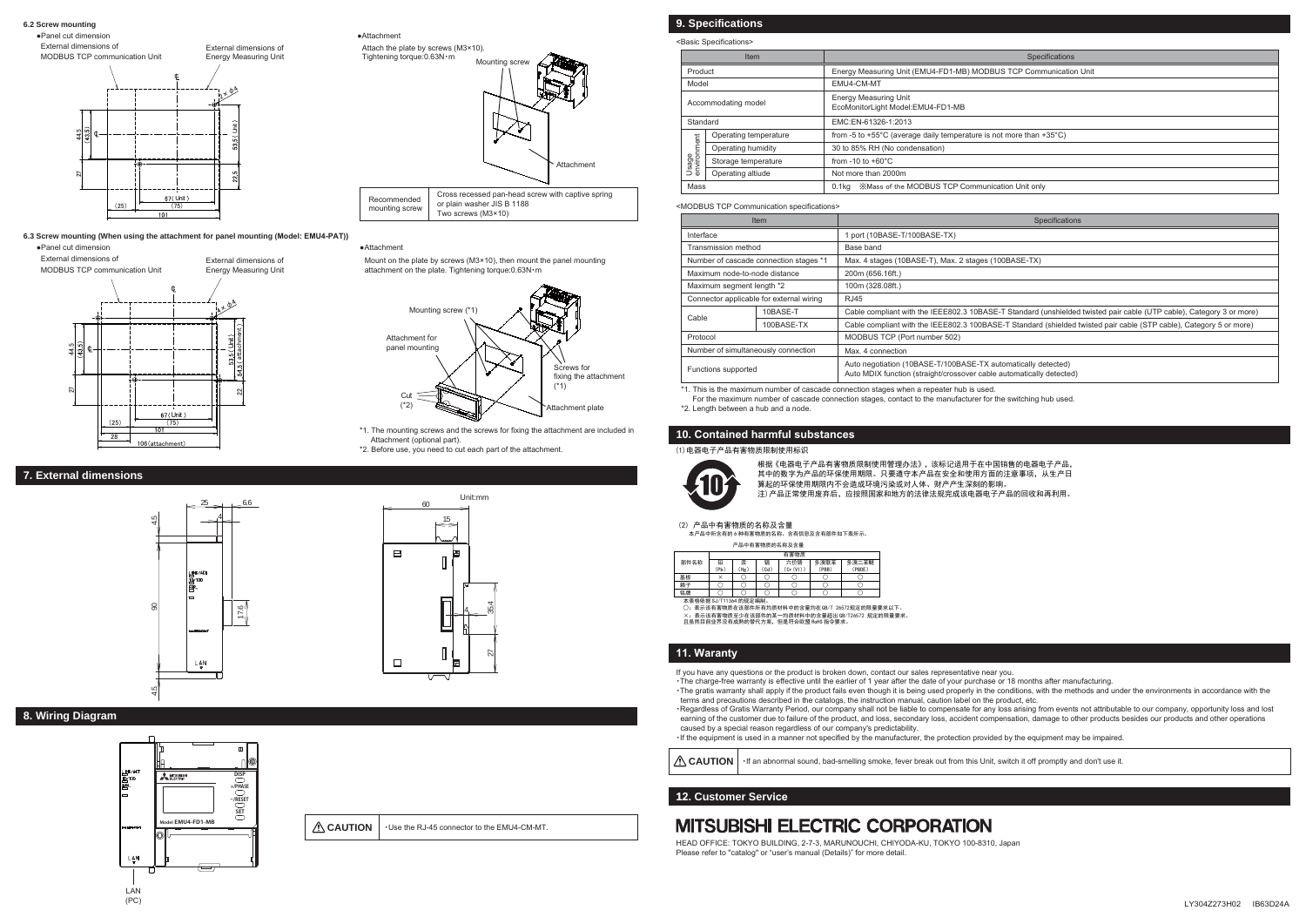### 6.2 Screw mounting

●Panel cut dimension

External dimensions of MODBUS TCP communication Unit

External dimensions of Energy Measuring Unit

●Attachment

Attach the plate by screws (M3×10).
Tightening torque:0.63N・m

Mounting screw

Attachment

| Recommended mounting screw | Cross recessed pan-head screw with captive spring or plain washer JIS B 1188 Two screws (M3×10) |
|---|---|

### 6.3 Screw mounting (When using the attachment for panel mounting (Model: EMU4-PAT))

●Panel cut dimension

External dimensions of MODBUS TCP communication Unit

External dimensions of Energy Measuring Unit

●Attachment

Mount on the plate by screws (M3×10), then mount the panel mounting attachment on the plate. Tightening torque:0.63N・m

Mounting screw (*1)

Attachment for panel mounting

Screws for fixing the attachment (*1)

Cut (*2)

Attachment plate

*1. The mounting screws and the screws for fixing the attachment are included in Attachment (optional part).

*2. Before use, you need to cut each part of the attachment.

## 7. External dimensions

Unit:mm

## 8. Wiring Diagram

LAN (PC)

| ⚠ CAUTION | ・Use the RJ-45 connector to the EMU4-CM-MT. |
|---|---|

## 9. Specifications

<Basic Specifications>

| Item | | Specifications |
|---|---|---|
| Product | | Energy Measuring Unit (EMU4-FD1-MB) MODBUS TCP Communication Unit |
| Model | | EMU4-CM-MT |
| Accommodating model | | Energy Measuring Unit EcoMonitorLight Model:EMU4-FD1-MB |
| Standard | | EMC:EN-61326-1:2013 |
| Usage environment | Operating temperature | from -5 to +55°C (average daily temperature is not more than +35°C) |
| | Operating humidity | 30 to 85% RH (No condensation) |
| | Storage temperature | from -10 to +60°C |
| | Operating altiude | Not more than 2000m |
| Mass | | 0.1kg ※Mass of the MODBUS TCP Communication Unit only |

<MODBUS TCP Communication specifications>

| Item | | Specifications |
|---|---|---|
| Interface | | 1 port (10BASE-T/100BASE-TX) |
| Transmission method | | Base band |
| Number of cascade connection stages *1 | | Max. 4 stages (10BASE-T), Max. 2 stages (100BASE-TX) |
| Maximum node-to-node distance | | 200m (656.16ft.) |
| Maximum segment length *2 | | 100m (328.08ft.) |
| Connector applicable for external wiring | | RJ45 |
| Cable | 10BASE-T | Cable compliant with the IEEE802.3 10BASE-T Standard (unshielded twisted pair cable (UTP cable), Category 3 or more) |
| | 100BASE-TX | Cable compliant with the IEEE802.3 100BASE-T Standard (shielded twisted pair cable (STP cable), Category 5 or more) |
| Protocol | | MODBUS TCP (Port number 502) |
| Number of simultaneously connection | | Max. 4 connection |
| Functions supported | | Auto negotiation (10BASE-T/100BASE-TX automatically detected) Auto MDIX function (straight/crossover cable automatically detected) |

*1. This is the maximum number of cascade connection stages when a repeater hub is used.
For the maximum number of cascade connection stages, contact to the manufacturer for the switching hub used.

*2. Length between a hub and a node.

## 10. Contained harmful substances

(1) 电器电子产品有害物质限制使用标识

根据《电器电子产品有害物质限制使用管理办法》，该标记适用于在中国销售的电器电子产品。其中的数字为产品的环保使用期限。只要遵守本产品在安全和使用方面的注意事项，从生产日算起的环保使用期限内不会造成环境污染或对人体、财产产生深刻的影响。
注）产品正常使用废弃后，应按照国家和地方的法律法规完成该电器电子产品的回收和再利用。

(2) 产品中有害物质的名称及含量
本产品中所含有的6种有害物质的名称，含有信息及含有部件如下表所示。

产品中有害物质的名称及含量

| 部件名称 | 有害物质 | | | | | |
|---|---|---|---|---|---|---|
| | 铅 (Pb) | 汞 (Hg) | 镉 (Cd) | 六价铬 (Cr(VI)) | 多溴联苯 (PBB) | 多溴二苯醚 (PBDE) |
| 基板 | × | ○ | ○ | ○ | ○ | ○ |
| 筐子 | ○ | ○ | ○ | ○ | ○ | ○ |
| 铭牌 | ○ | ○ | ○ | ○ | ○ | ○ |

本表格依据SJ/T11364的规定编制。
○：表示该有害物质在该部件所有均质材料中的含量均在GB/T 26572规定的限量要求以下。
×：表示该有害物质至少在该部件的某一均质材料中的含量超出GB/T26572 规定的限量要求。
且虽然目前业界没有成熟的替代方案，但是符合欧盟RoHS指令要求。

## 11. Waranty

If you have any questions or the product is broken down, contact our sales representative near you.

・The charge-free warranty is effective until the earlier of 1 year after the date of your purchase or 18 months after manufacturing.

・The gratis warranty shall apply if the product fails even though it is being used properly in the conditions, with the methods and under the environments in accordance with the terms and precautions described in the catalogs, the instruction manual, caution label on the product, etc.

・Regardless of Gratis Warranty Period, our company shall not be liable to compensate for any loss arising from events not attributable to our company, opportunity loss and lost earning of the customer due to failure of the product, and loss, secondary loss, accident compensation, damage to other products besides our products and other operations caused by a special reason regardless of our company's predictability.

・If the equipment is used in a manner not specified by the manufacturer, the protection provided by the equipment may be impaired.

| ⚠ CAUTION | ・If an abnormal sound, bad-smelling smoke, fever break out from this Unit, switch it off promptly and don't use it. |
|---|---|

## 12. Customer Service

**MITSUBISHI ELECTRIC CORPORATION**

HEAD OFFICE: TOKYO BUILDING, 2-7-3, MARUNOUCHI, CHIYODA-KU, TOKYO 100-8310, Japan
Please refer to "catalog" or "user's manual (Details)" for more detail.

LY304Z273H02 IB63D24A